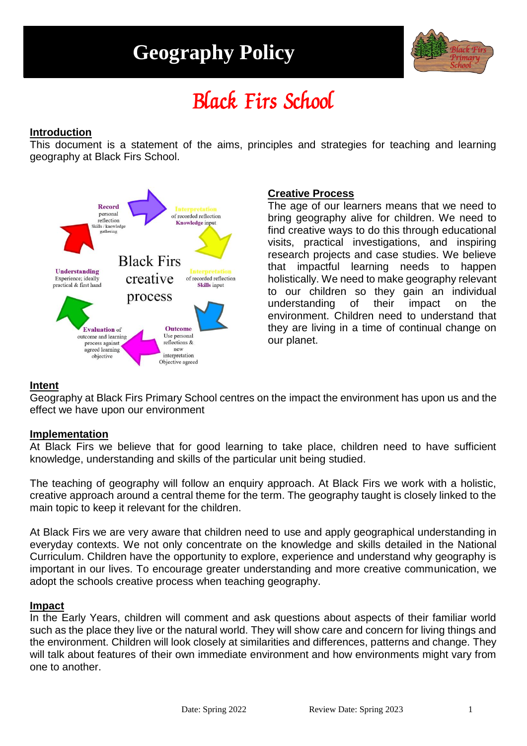# Geography Policy

## Black Firs School

### Introduction

This document is a statement of the aims, principles and strategies for teaching and learning geography at Black Firs School.

**Black Firs creative process**

- **Record** personal reflection Skills / knowledge gathering
- **Interpretation** of recorded reflection **Knowledge input**
- **Interpretation** of recorded reflection **Skills input**
- **Outcome** Use personal reflections & new interpretation Objective agreed
- **Evaluation** of outcome and learning process against agreed learning objective
- **Understanding** Experience; ideally practical & first hand

### Creative Process

The age of our learners means that we need to bring geography alive for children. We need to find creative ways to do this through educational visits, practical investigations, and inspiring research projects and case studies. We believe that impactful learning needs to happen holistically. We need to make geography relevant to our children so they gain an individual understanding of their impact on the environment. Children need to understand that they are living in a time of continual change on our planet.

### Intent

Geography at Black Firs Primary School centres on the impact the environment has upon us and the effect we have upon our environment

### Implementation

At Black Firs we believe that for good learning to take place, children need to have sufficient knowledge, understanding and skills of the particular unit being studied.

The teaching of geography will follow an enquiry approach. At Black Firs we work with a holistic, creative approach around a central theme for the term. The geography taught is closely linked to the main topic to keep it relevant for the children.

At Black Firs we are very aware that children need to use and apply geographical understanding in everyday contexts. We not only concentrate on the knowledge and skills detailed in the National Curriculum. Children have the opportunity to explore, experience and understand why geography is important in our lives. To encourage greater understanding and more creative communication, we adopt the schools creative process when teaching geography.

### Impact

In the Early Years, children will comment and ask questions about aspects of their familiar world such as the place they live or the natural world. They will show care and concern for living things and the environment. Children will look closely at similarities and differences, patterns and change. They will talk about features of their own immediate environment and how environments might vary from one to another.

Date: Spring 2022 Review Date: Spring 2023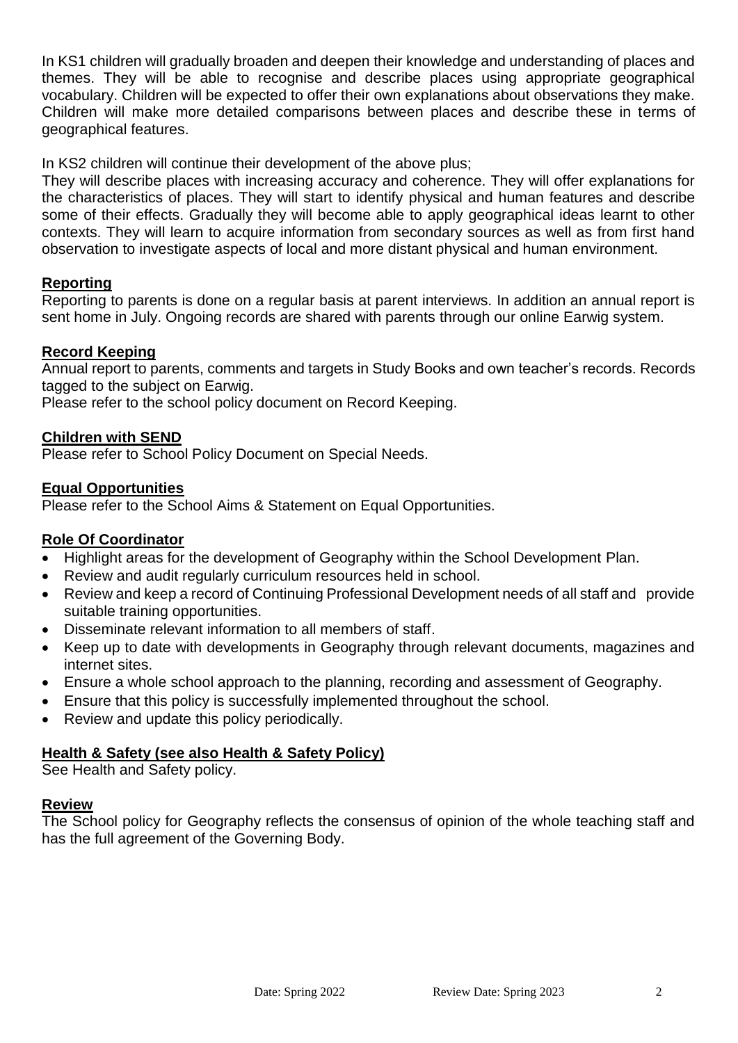In KS1 children will gradually broaden and deepen their knowledge and understanding of places and themes. They will be able to recognise and describe places using appropriate geographical vocabulary. Children will be expected to offer their own explanations about observations they make. Children will make more detailed comparisons between places and describe these in terms of geographical features.

In KS2 children will continue their development of the above plus;

They will describe places with increasing accuracy and coherence. They will offer explanations for the characteristics of places. They will start to identify physical and human features and describe some of their effects. Gradually they will become able to apply geographical ideas learnt to other contexts. They will learn to acquire information from secondary sources as well as from first hand observation to investigate aspects of local and more distant physical and human environment.

## Reporting

Reporting to parents is done on a regular basis at parent interviews. In addition an annual report is sent home in July. Ongoing records are shared with parents through our online Earwig system.

## Record Keeping

Annual report to parents, comments and targets in Study Books and own teacher's records. Records tagged to the subject on Earwig.

Please refer to the school policy document on Record Keeping.

## Children with SEND

Please refer to School Policy Document on Special Needs.

## Equal Opportunities

Please refer to the School Aims & Statement on Equal Opportunities.

## Role Of Coordinator

- Highlight areas for the development of Geography within the School Development Plan.
- Review and audit regularly curriculum resources held in school.
- Review and keep a record of Continuing Professional Development needs of all staff and provide suitable training opportunities.
- Disseminate relevant information to all members of staff.
- Keep up to date with developments in Geography through relevant documents, magazines and internet sites.
- Ensure a whole school approach to the planning, recording and assessment of Geography.
- Ensure that this policy is successfully implemented throughout the school.
- Review and update this policy periodically.

## Health & Safety (see also Health & Safety Policy)

See Health and Safety policy.

## Review

The School policy for Geography reflects the consensus of opinion of the whole teaching staff and has the full agreement of the Governing Body.

Date: Spring 2022 Review Date: Spring 2023